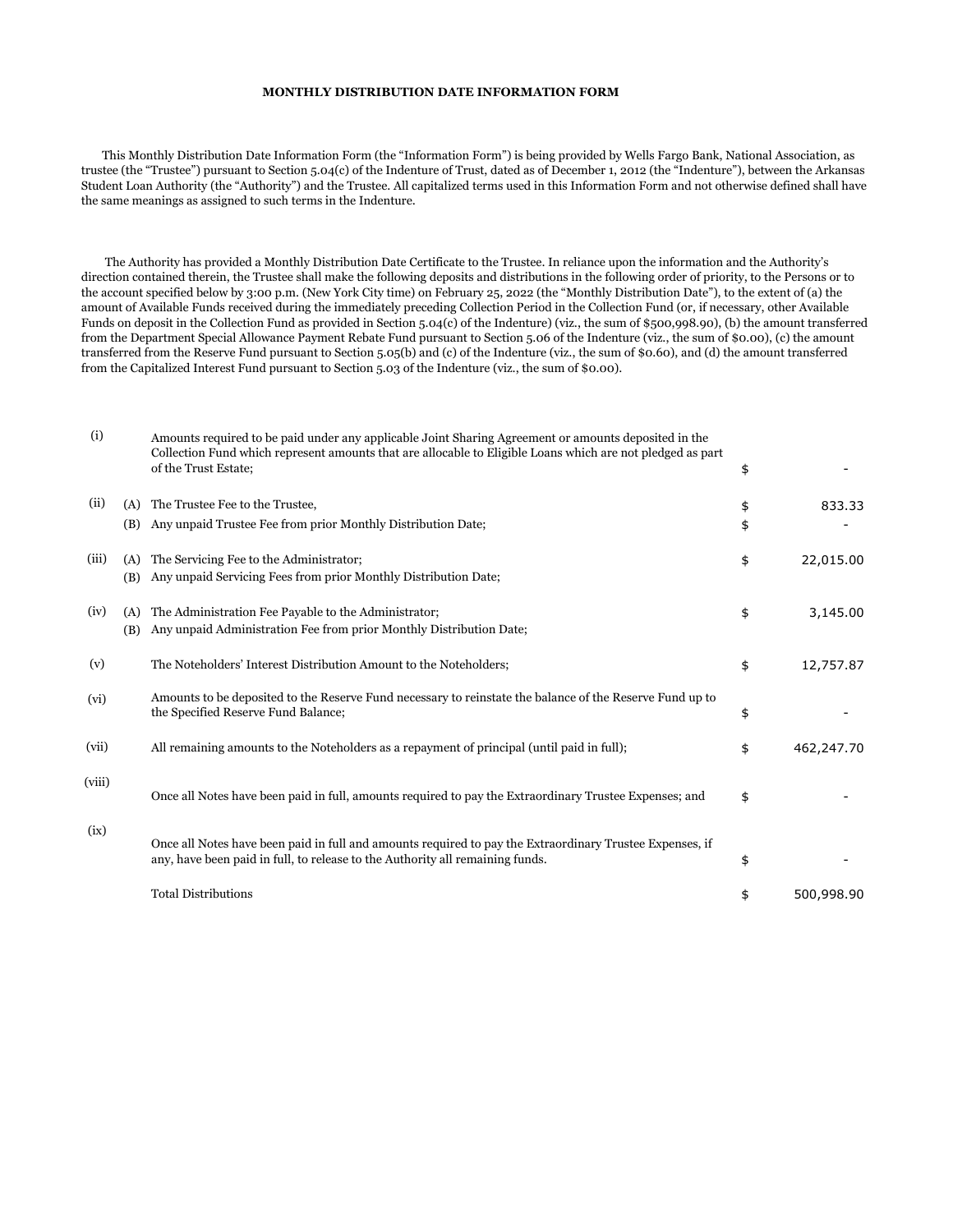**MONTHLY DISTRIBUTION DATE INFORMATION FORM**

This Monthly Distribution Date Information Form (the "Information Form") is being provided by Wells Fargo Bank, National Association, as trustee (the "Trustee") pursuant to Section 5.04(c) of the Indenture of Trust, dated as of December 1, 2012 (the "Indenture"), between the Arkansas Student Loan Authority (the "Authority") and the Trustee. All capitalized terms used in this Information Form and not otherwise defined shall have the same meanings as assigned to such terms in the Indenture.

The Authority has provided a Monthly Distribution Date Certificate to the Trustee. In reliance upon the information and the Authority's direction contained therein, the Trustee shall make the following deposits and distributions in the following order of priority, to the Persons or to the account specified below by 3:00 p.m. (New York City time) on February 25, 2022 (the "Monthly Distribution Date"), to the extent of (a) the amount of Available Funds received during the immediately preceding Collection Period in the Collection Fund (or, if necessary, other Available Funds on deposit in the Collection Fund as provided in Section 5.04(c) of the Indenture) (viz., the sum of $500,998.90), (b) the amount transferred from the Department Special Allowance Payment Rebate Fund pursuant to Section 5.06 of the Indenture (viz., the sum of $0.00), (c) the amount transferred from the Reserve Fund pursuant to Section 5.05(b) and (c) of the Indenture (viz., the sum of $0.60), and (d) the amount transferred from the Capitalized Interest Fund pursuant to Section 5.03 of the Indenture (viz., the sum of $0.00).

| | | | |
|---|---|---|---|
| (i) | | Amounts required to be paid under any applicable Joint Sharing Agreement or amounts deposited in the Collection Fund which represent amounts that are allocable to Eligible Loans which are not pledged as part of the Trust Estate; | $ - |
| (ii) | (A) | The Trustee Fee to the Trustee, | $ 833.33 |
| | (B) | Any unpaid Trustee Fee from prior Monthly Distribution Date; | $ - |
| (iii) | (A) | The Servicing Fee to the Administrator; | $ 22,015.00 |
| | (B) | Any unpaid Servicing Fees from prior Monthly Distribution Date; | |
| (iv) | (A) | The Administration Fee Payable to the Administrator; | $ 3,145.00 |
| | (B) | Any unpaid Administration Fee from prior Monthly Distribution Date; | |
| (v) | | The Noteholders' Interest Distribution Amount to the Noteholders; | $ 12,757.87 |
| (vi) | | Amounts to be deposited to the Reserve Fund necessary to reinstate the balance of the Reserve Fund up to the Specified Reserve Fund Balance; | $ - |
| (vii) | | All remaining amounts to the Noteholders as a repayment of principal (until paid in full); | $ 462,247.70 |
| (viii) | | Once all Notes have been paid in full, amounts required to pay the Extraordinary Trustee Expenses; and | $ - |
| (ix) | | Once all Notes have been paid in full and amounts required to pay the Extraordinary Trustee Expenses, if any, have been paid in full, to release to the Authority all remaining funds. | $ - |
| | | Total Distributions | $ 500,998.90 |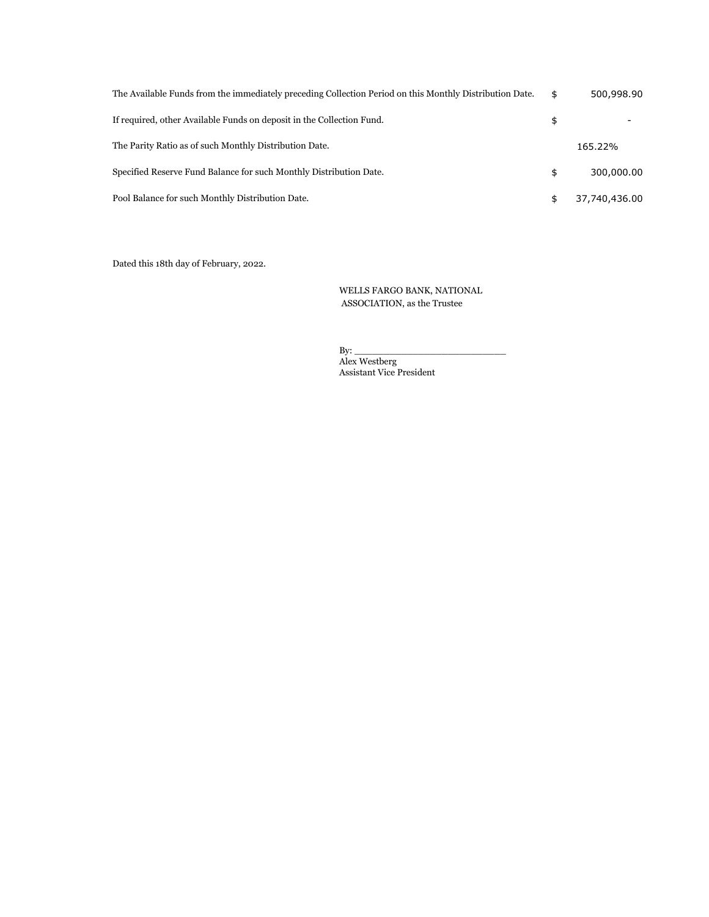| | | |
|---|---|---|
| The Available Funds from the immediately preceding Collection Period on this Monthly Distribution Date. | $ | 500,998.90 |
| If required, other Available Funds on deposit in the Collection Fund. | $ | - |
| The Parity Ratio as of such Monthly Distribution Date. | | 165.22% |
| Specified Reserve Fund Balance for such Monthly Distribution Date. | $ | 300,000.00 |
| Pool Balance for such Monthly Distribution Date. | $ | 37,740,436.00 |

Dated this 18th day of February, 2022.

WELLS FARGO BANK, NATIONAL ASSOCIATION, as the Trustee

By: ___________________________
Alex Westberg
Assistant Vice President